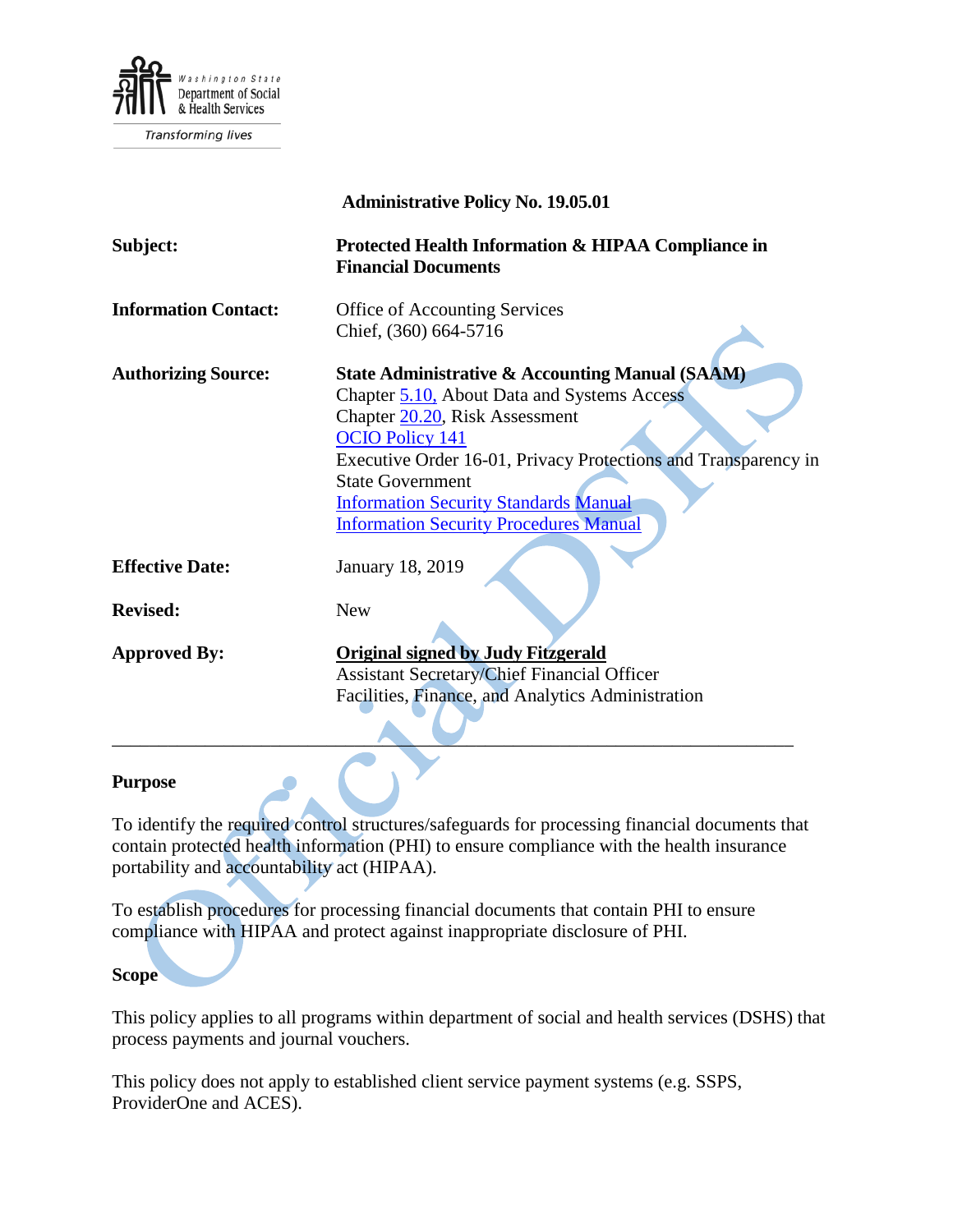Washington State Department of Social & Health Services

Transforming lives

**Administrative Policy No. 19.05.01**

| | |
|---|---|
| **Subject:** | **Protected Health Information & HIPAA Compliance in Financial Documents** |
| **Information Contact:** | Office of Accounting Services<br>Chief, (360) 664-5716 |
| **Authorizing Source:** | **State Administrative & Accounting Manual (SAAM)**<br>Chapter 5.10, About Data and Systems Access<br>Chapter 20.20, Risk Assessment<br>OCIO Policy 141<br>Executive Order 16-01, Privacy Protections and Transparency in State Government<br>Information Security Standards Manual<br>Information Security Procedures Manual |
| **Effective Date:** | January 18, 2019 |
| **Revised:** | New |
| **Approved By:** | **Original signed by Judy Fitzgerald**<br>Assistant Secretary/Chief Financial Officer<br>Facilities, Finance, and Analytics Administration |

---

## Purpose

To identify the required control structures/safeguards for processing financial documents that contain protected health information (PHI) to ensure compliance with the health insurance portability and accountability act (HIPAA).

To establish procedures for processing financial documents that contain PHI to ensure compliance with HIPAA and protect against inappropriate disclosure of PHI.

## Scope

This policy applies to all programs within department of social and health services (DSHS) that process payments and journal vouchers.

This policy does not apply to established client service payment systems (e.g. SSPS, ProviderOne and ACES).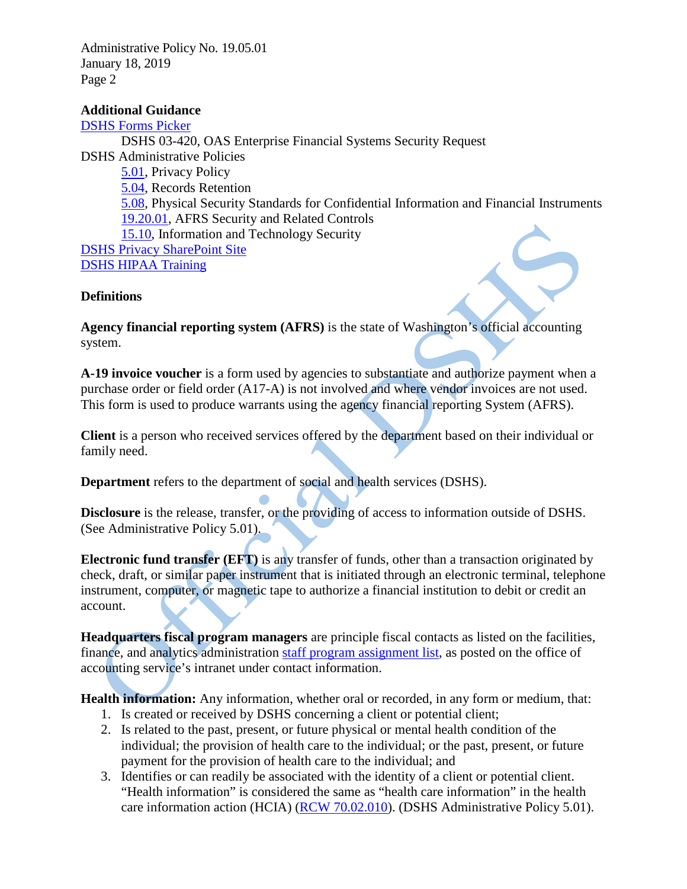**Additional Guidance**

DSHS Forms Picker

DSHS 03-420, OAS Enterprise Financial Systems Security Request

DSHS Administrative Policies

- 5.01, Privacy Policy
- 5.04, Records Retention
- 5.08, Physical Security Standards for Confidential Information and Financial Instruments
- 19.20.01, AFRS Security and Related Controls
- 15.10, Information and Technology Security

DSHS Privacy SharePoint Site

DSHS HIPAA Training

**Definitions**

**Agency financial reporting system (AFRS)** is the state of Washington's official accounting system.

**A-19 invoice voucher** is a form used by agencies to substantiate and authorize payment when a purchase order or field order (A17-A) is not involved and where vendor invoices are not used. This form is used to produce warrants using the agency financial reporting System (AFRS).

**Client** is a person who received services offered by the department based on their individual or family need.

**Department** refers to the department of social and health services (DSHS).

**Disclosure** is the release, transfer, or the providing of access to information outside of DSHS. (See Administrative Policy 5.01).

**Electronic fund transfer (EFT)** is any transfer of funds, other than a transaction originated by check, draft, or similar paper instrument that is initiated through an electronic terminal, telephone instrument, computer, or magnetic tape to authorize a financial institution to debit or credit an account.

**Headquarters fiscal program managers** are principle fiscal contacts as listed on the facilities, finance, and analytics administration staff program assignment list, as posted on the office of accounting service's intranet under contact information.

**Health information:** Any information, whether oral or recorded, in any form or medium, that:

1. Is created or received by DSHS concerning a client or potential client;
2. Is related to the past, present, or future physical or mental health condition of the individual; the provision of health care to the individual; or the past, present, or future payment for the provision of health care to the individual; and
3. Identifies or can readily be associated with the identity of a client or potential client. "Health information" is considered the same as "health care information" in the health care information action (HCIA) (RCW 70.02.010). (DSHS Administrative Policy 5.01).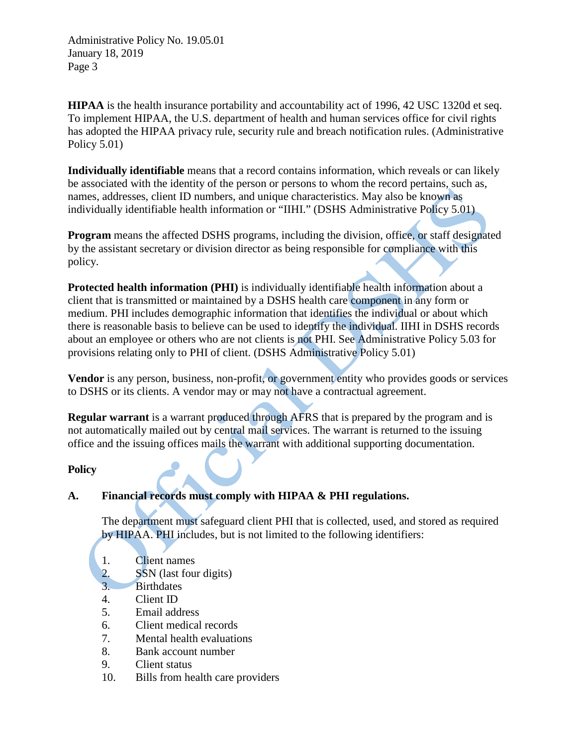**HIPAA** is the health insurance portability and accountability act of 1996, 42 USC 1320d et seq. To implement HIPAA, the U.S. department of health and human services office for civil rights has adopted the HIPAA privacy rule, security rule and breach notification rules. (Administrative Policy 5.01)

**Individually identifiable** means that a record contains information, which reveals or can likely be associated with the identity of the person or persons to whom the record pertains, such as, names, addresses, client ID numbers, and unique characteristics. May also be known as individually identifiable health information or "IIHI." (DSHS Administrative Policy 5.01)

**Program** means the affected DSHS programs, including the division, office, or staff designated by the assistant secretary or division director as being responsible for compliance with this policy.

**Protected health information (PHI)** is individually identifiable health information about a client that is transmitted or maintained by a DSHS health care component in any form or medium. PHI includes demographic information that identifies the individual or about which there is reasonable basis to believe can be used to identify the individual. IIHI in DSHS records about an employee or others who are not clients is not PHI. See Administrative Policy 5.03 for provisions relating only to PHI of client. (DSHS Administrative Policy 5.01)

**Vendor** is any person, business, non-profit, or government entity who provides goods or services to DSHS or its clients. A vendor may or may not have a contractual agreement.

**Regular warrant** is a warrant produced through AFRS that is prepared by the program and is not automatically mailed out by central mail services. The warrant is returned to the issuing office and the issuing offices mails the warrant with additional supporting documentation.

## Policy

### A. Financial records must comply with HIPAA & PHI regulations.

The department must safeguard client PHI that is collected, used, and stored as required by HIPAA. PHI includes, but is not limited to the following identifiers:

1. Client names
2. SSN (last four digits)
3. Birthdates
4. Client ID
5. Email address
6. Client medical records
7. Mental health evaluations
8. Bank account number
9. Client status
10. Bills from health care providers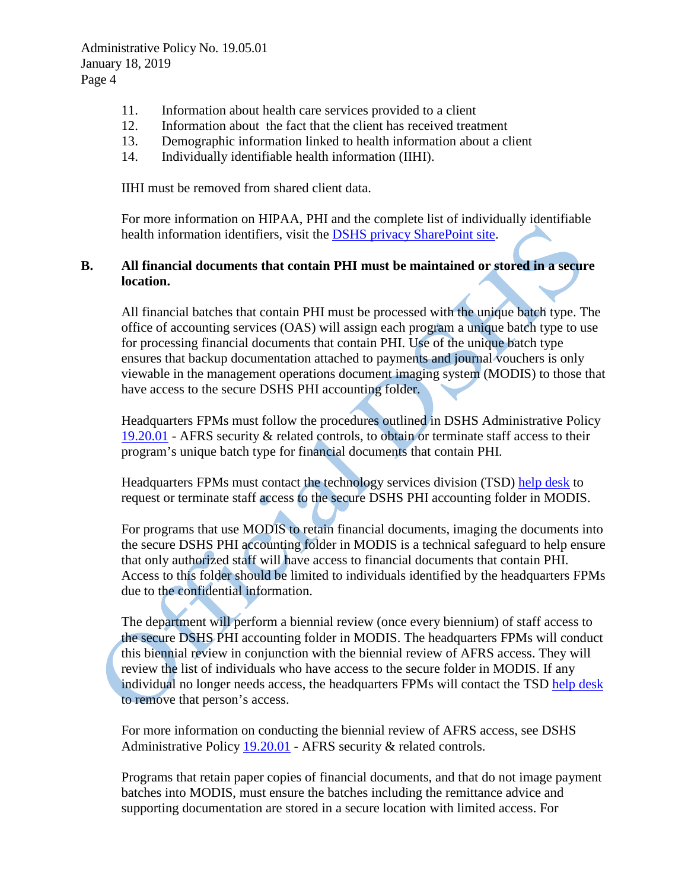11. Information about health care services provided to a client
12. Information about the fact that the client has received treatment
13. Demographic information linked to health information about a client
14. Individually identifiable health information (IIHI).

IIHI must be removed from shared client data.

For more information on HIPAA, PHI and the complete list of individually identifiable health information identifiers, visit the DSHS privacy SharePoint site.

**B. All financial documents that contain PHI must be maintained or stored in a secure location.**

All financial batches that contain PHI must be processed with the unique batch type. The office of accounting services (OAS) will assign each program a unique batch type to use for processing financial documents that contain PHI. Use of the unique batch type ensures that backup documentation attached to payments and journal vouchers is only viewable in the management operations document imaging system (MODIS) to those that have access to the secure DSHS PHI accounting folder.

Headquarters FPMs must follow the procedures outlined in DSHS Administrative Policy 19.20.01 - AFRS security & related controls, to obtain or terminate staff access to their program's unique batch type for financial documents that contain PHI.

Headquarters FPMs must contact the technology services division (TSD) help desk to request or terminate staff access to the secure DSHS PHI accounting folder in MODIS.

For programs that use MODIS to retain financial documents, imaging the documents into the secure DSHS PHI accounting folder in MODIS is a technical safeguard to help ensure that only authorized staff will have access to financial documents that contain PHI. Access to this folder should be limited to individuals identified by the headquarters FPMs due to the confidential information.

The department will perform a biennial review (once every biennium) of staff access to the secure DSHS PHI accounting folder in MODIS. The headquarters FPMs will conduct this biennial review in conjunction with the biennial review of AFRS access. They will review the list of individuals who have access to the secure folder in MODIS. If any individual no longer needs access, the headquarters FPMs will contact the TSD help desk to remove that person's access.

For more information on conducting the biennial review of AFRS access, see DSHS Administrative Policy 19.20.01 - AFRS security & related controls.

Programs that retain paper copies of financial documents, and that do not image payment batches into MODIS, must ensure the batches including the remittance advice and supporting documentation are stored in a secure location with limited access. For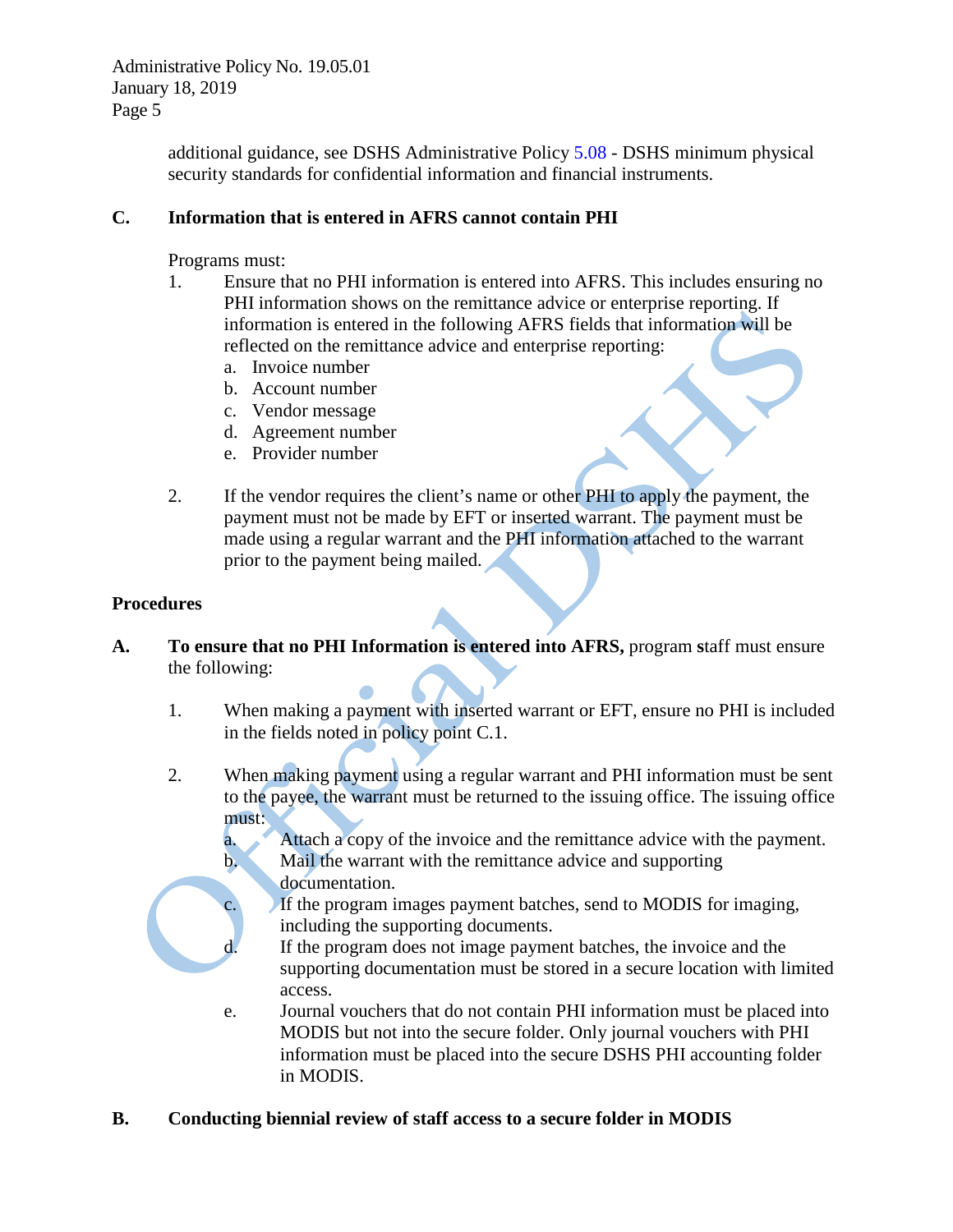additional guidance, see DSHS Administrative Policy 5.08 - DSHS minimum physical security standards for confidential information and financial instruments.

**C. Information that is entered in AFRS cannot contain PHI**

Programs must:

1. Ensure that no PHI information is entered into AFRS. This includes ensuring no PHI information shows on the remittance advice or enterprise reporting. If information is entered in the following AFRS fields that information will be reflected on the remittance advice and enterprise reporting:
   a. Invoice number
   b. Account number
   c. Vendor message
   d. Agreement number
   e. Provider number

2. If the vendor requires the client's name or other PHI to apply the payment, the payment must not be made by EFT or inserted warrant. The payment must be made using a regular warrant and the PHI information attached to the warrant prior to the payment being mailed.

## Procedures

**A. To ensure that no PHI Information is entered into AFRS,** program staff must ensure the following:

1. When making a payment with inserted warrant or EFT, ensure no PHI is included in the fields noted in policy point C.1.

2. When making payment using a regular warrant and PHI information must be sent to the payee, the warrant must be returned to the issuing office. The issuing office must:
   a. Attach a copy of the invoice and the remittance advice with the payment.
   b. Mail the warrant with the remittance advice and supporting documentation.
   c. If the program images payment batches, send to MODIS for imaging, including the supporting documents.
   d. If the program does not image payment batches, the invoice and the supporting documentation must be stored in a secure location with limited access.
   e. Journal vouchers that do not contain PHI information must be placed into MODIS but not into the secure folder. Only journal vouchers with PHI information must be placed into the secure DSHS PHI accounting folder in MODIS.

**B. Conducting biennial review of staff access to a secure folder in MODIS**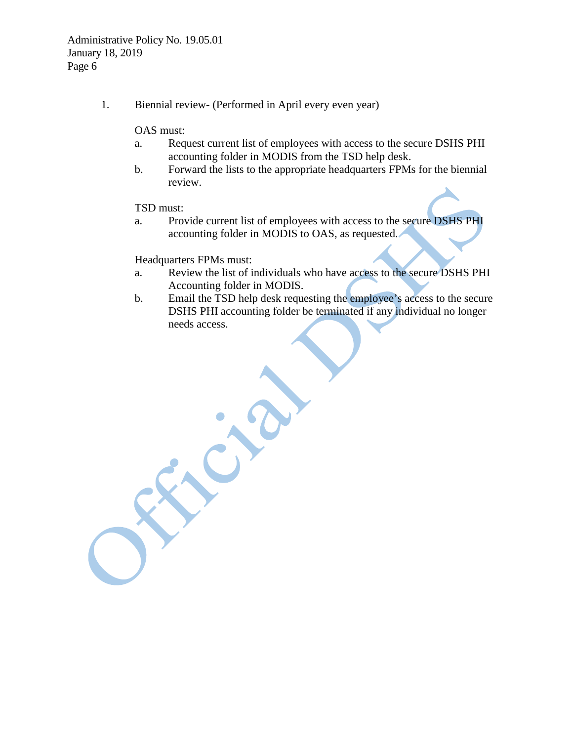1. Biennial review- (Performed in April every even year)

   OAS must:

   a. Request current list of employees with access to the secure DSHS PHI accounting folder in MODIS from the TSD help desk.
   b. Forward the lists to the appropriate headquarters FPMs for the biennial review.

   TSD must:

   a. Provide current list of employees with access to the secure DSHS PHI accounting folder in MODIS to OAS, as requested.

   Headquarters FPMs must:

   a. Review the list of individuals who have access to the secure DSHS PHI Accounting folder in MODIS.
   b. Email the TSD help desk requesting the employee's access to the secure DSHS PHI accounting folder be terminated if any individual no longer needs access.